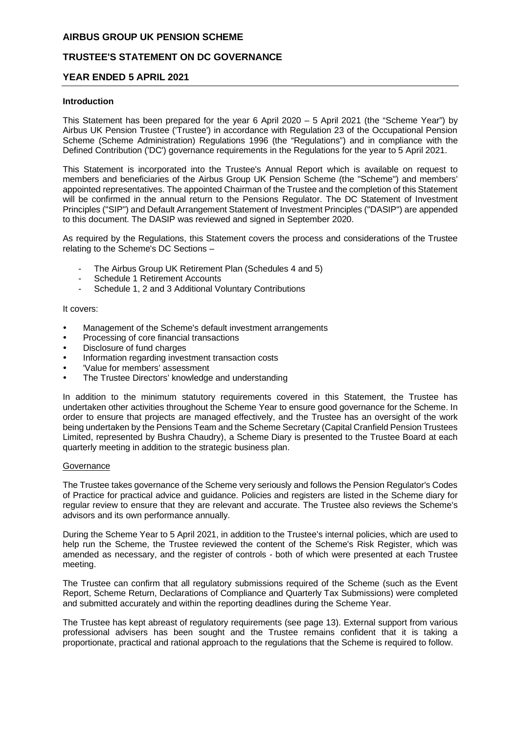# AIRBUS GROUP UK PENSION SCHEME

## TRUSTEE'S STATEMENT ON DC GOVERNANCE

## YEAR ENDED 5 APRIL 2021

### Introduction

This Statement has been prepared for the year 6 April 2020 – 5 April 2021 (the "Scheme Year") by Airbus UK Pension Trustee ('Trustee') in accordance with Regulation 23 of the Occupational Pension Scheme (Scheme Administration) Regulations 1996 (the "Regulations") and in compliance with the Defined Contribution ('DC') governance requirements in the Regulations for the year to 5 April 2021.

This Statement is incorporated into the Trustee's Annual Report which is available on request to members and beneficiaries of the Airbus Group UK Pension Scheme (the "Scheme") and members' appointed representatives. The appointed Chairman of the Trustee and the completion of this Statement will be confirmed in the annual return to the Pensions Regulator. The DC Statement of Investment Principles ("SIP") and Default Arrangement Statement of Investment Principles ("DASIP") are appended to this document. The DASIP was reviewed and signed in September 2020.

As required by the Regulations, this Statement covers the process and considerations of the Trustee relating to the Scheme's DC Sections –

- The Airbus Group UK Retirement Plan (Schedules 4 and 5)
- Schedule 1 Retirement Accounts
- Schedule 1, 2 and 3 Additional Voluntary Contributions

It covers:

- Management of the Scheme's default investment arrangements
- Processing of core financial transactions
- Disclosure of fund charges
- Information regarding investment transaction costs
- 'Value for members' assessment
- The Trustee Directors' knowledge and understanding

In addition to the minimum statutory requirements covered in this Statement, the Trustee has undertaken other activities throughout the Scheme Year to ensure good governance for the Scheme. In order to ensure that projects are managed effectively, and the Trustee has an oversight of the work being undertaken by the Pensions Team and the Scheme Secretary (Capital Cranfield Pension Trustees Limited, represented by Bushra Chaudry), a Scheme Diary is presented to the Trustee Board at each quarterly meeting in addition to the strategic business plan.

#### Governance

The Trustee takes governance of the Scheme very seriously and follows the Pension Regulator's Codes of Practice for practical advice and guidance. Policies and registers are listed in the Scheme diary for regular review to ensure that they are relevant and accurate. The Trustee also reviews the Scheme's advisors and its own performance annually.

During the Scheme Year to 5 April 2021, in addition to the Trustee's internal policies, which are used to help run the Scheme, the Trustee reviewed the content of the Scheme's Risk Register, which was amended as necessary, and the register of controls - both of which were presented at each Trustee meeting.

The Trustee can confirm that all regulatory submissions required of the Scheme (such as the Event Report, Scheme Return, Declarations of Compliance and Quarterly Tax Submissions) were completed and submitted accurately and within the reporting deadlines during the Scheme Year.

The Trustee has kept abreast of regulatory requirements (see page 13). External support from various professional advisers has been sought and the Trustee remains confident that it is taking a proportionate, practical and rational approach to the regulations that the Scheme is required to follow.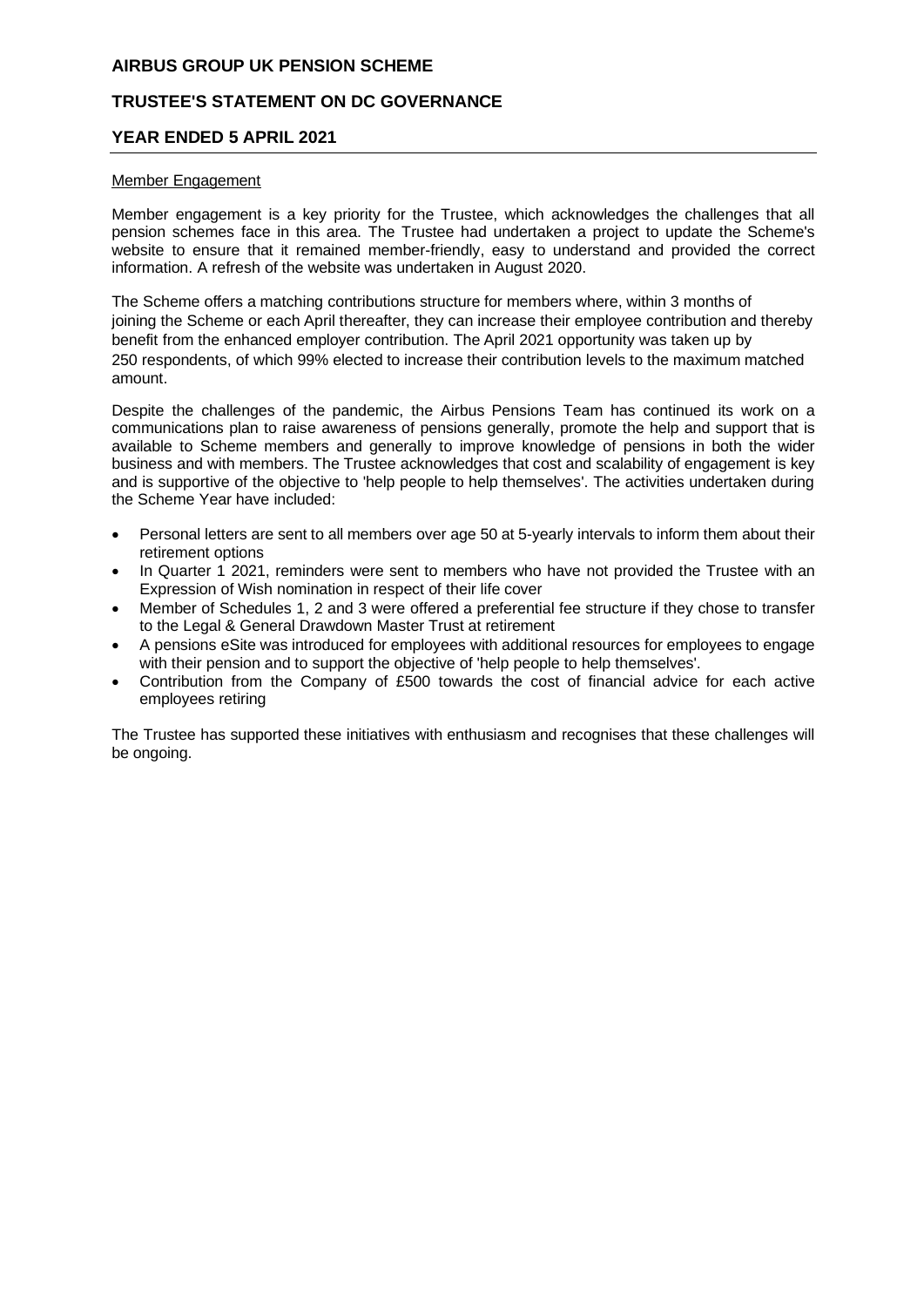Member Engagement

Member engagement is a key priority for the Trustee, which acknowledges the challenges that all pension schemes face in this area. The Trustee had undertaken a project to update the Scheme's website to ensure that it remained member-friendly, easy to understand and provided the correct information. A refresh of the website was undertaken in August 2020.

The Scheme offers a matching contributions structure for members where, within 3 months of joining the Scheme or each April thereafter, they can increase their employee contribution and thereby benefit from the enhanced employer contribution. The April 2021 opportunity was taken up by 250 respondents, of which 99% elected to increase their contribution levels to the maximum matched amount.

Despite the challenges of the pandemic, the Airbus Pensions Team has continued its work on a communications plan to raise awareness of pensions generally, promote the help and support that is available to Scheme members and generally to improve knowledge of pensions in both the wider business and with members. The Trustee acknowledges that cost and scalability of engagement is key and is supportive of the objective to 'help people to help themselves'. The activities undertaken during the Scheme Year have included:

- Personal letters are sent to all members over age 50 at 5-yearly intervals to inform them about their retirement options
- In Quarter 1 2021, reminders were sent to members who have not provided the Trustee with an Expression of Wish nomination in respect of their life cover
- Member of Schedules 1, 2 and 3 were offered a preferential fee structure if they chose to transfer to the Legal & General Drawdown Master Trust at retirement
- A pensions eSite was introduced for employees with additional resources for employees to engage with their pension and to support the objective of 'help people to help themselves'.
- Contribution from the Company of £500 towards the cost of financial advice for each active employees retiring

The Trustee has supported these initiatives with enthusiasm and recognises that these challenges will be ongoing.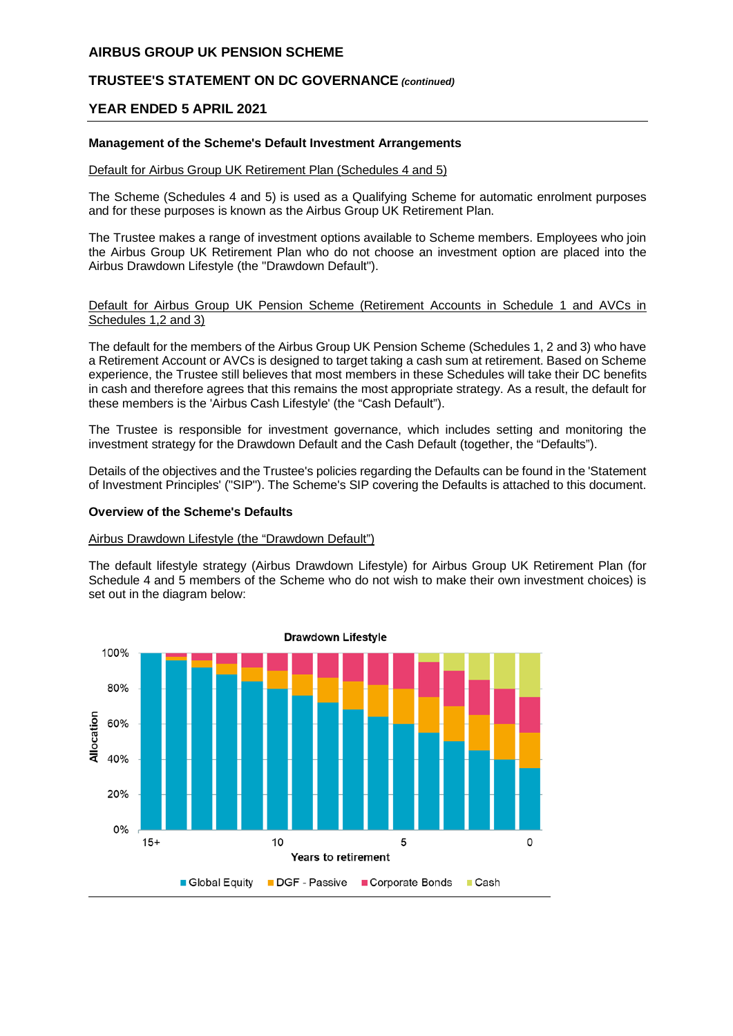## Management of the Scheme's Default Investment Arrangements

Default for Airbus Group UK Retirement Plan (Schedules 4 and 5)

The Scheme (Schedules 4 and 5) is used as a Qualifying Scheme for automatic enrolment purposes and for these purposes is known as the Airbus Group UK Retirement Plan.

The Trustee makes a range of investment options available to Scheme members. Employees who join the Airbus Group UK Retirement Plan who do not choose an investment option are placed into the Airbus Drawdown Lifestyle (the "Drawdown Default").

Default for Airbus Group UK Pension Scheme (Retirement Accounts in Schedule 1 and AVCs in Schedules 1,2 and 3)

The default for the members of the Airbus Group UK Pension Scheme (Schedules 1, 2 and 3) who have a Retirement Account or AVCs is designed to target taking a cash sum at retirement. Based on Scheme experience, the Trustee still believes that most members in these Schedules will take their DC benefits in cash and therefore agrees that this remains the most appropriate strategy. As a result, the default for these members is the 'Airbus Cash Lifestyle' (the "Cash Default").

The Trustee is responsible for investment governance, which includes setting and monitoring the investment strategy for the Drawdown Default and the Cash Default (together, the "Defaults").

Details of the objectives and the Trustee's policies regarding the Defaults can be found in the 'Statement of Investment Principles' ("SIP"). The Scheme's SIP covering the Defaults is attached to this document.

## Overview of the Scheme's Defaults

Airbus Drawdown Lifestyle (the "Drawdown Default")

The default lifestyle strategy (Airbus Drawdown Lifestyle) for Airbus Group UK Retirement Plan (for Schedule 4 and 5 members of the Scheme who do not wish to make their own investment choices) is set out in the diagram below:

Drawdown Lifestyle

Allocation: 100%, 80%, 60%, 40%, 20%, 0%

Years to retirement: 15+, 10, 5, 0

Global Equity | DGF - Passive | Corporate Bonds | Cash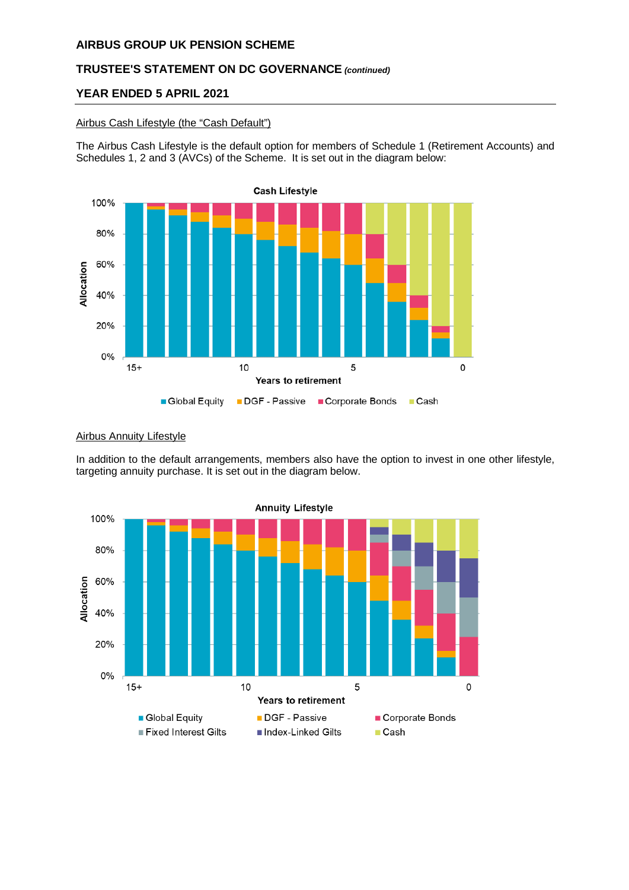## Airbus Cash Lifestyle (the "Cash Default")

The Airbus Cash Lifestyle is the default option for members of Schedule 1 (Retirement Accounts) and Schedules 1, 2 and 3 (AVCs) of the Scheme. It is set out in the diagram below:

## Airbus Annuity Lifestyle

In addition to the default arrangements, members also have the option to invest in one other lifestyle, targeting annuity purchase. It is set out in the diagram below.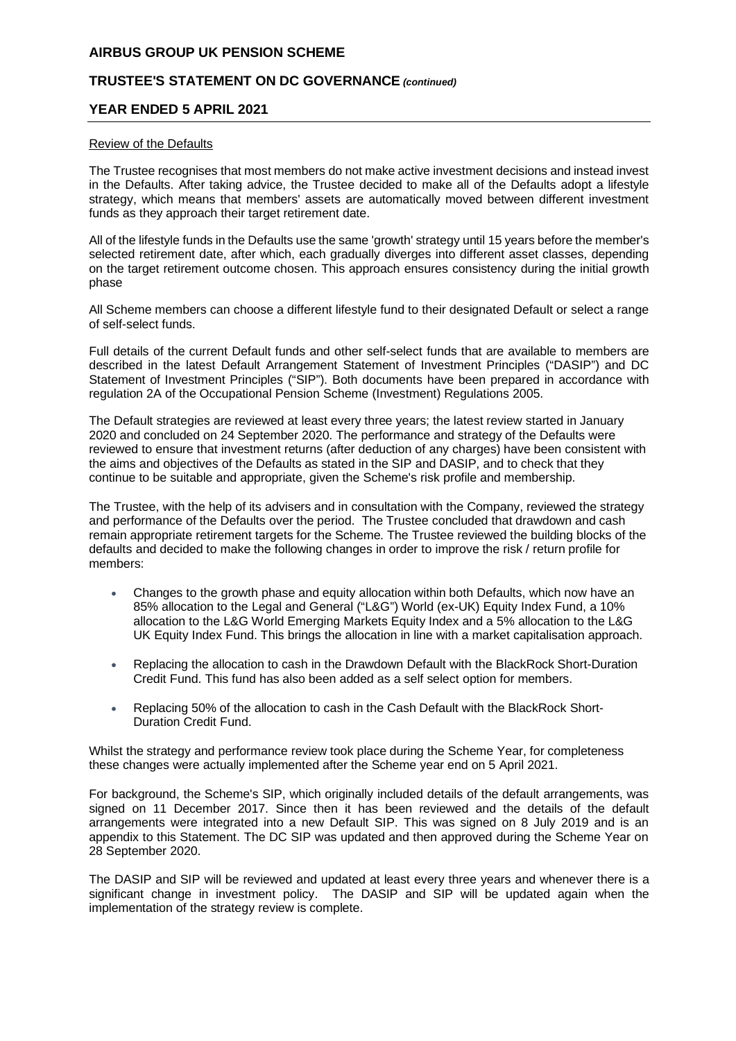#### Review of the Defaults

The Trustee recognises that most members do not make active investment decisions and instead invest in the Defaults. After taking advice, the Trustee decided to make all of the Defaults adopt a lifestyle strategy, which means that members' assets are automatically moved between different investment funds as they approach their target retirement date.

All of the lifestyle funds in the Defaults use the same 'growth' strategy until 15 years before the member's selected retirement date, after which, each gradually diverges into different asset classes, depending on the target retirement outcome chosen. This approach ensures consistency during the initial growth phase

All Scheme members can choose a different lifestyle fund to their designated Default or select a range of self-select funds.

Full details of the current Default funds and other self-select funds that are available to members are described in the latest Default Arrangement Statement of Investment Principles ("DASIP") and DC Statement of Investment Principles ("SIP"). Both documents have been prepared in accordance with regulation 2A of the Occupational Pension Scheme (Investment) Regulations 2005.

The Default strategies are reviewed at least every three years; the latest review started in January 2020 and concluded on 24 September 2020. The performance and strategy of the Defaults were reviewed to ensure that investment returns (after deduction of any charges) have been consistent with the aims and objectives of the Defaults as stated in the SIP and DASIP, and to check that they continue to be suitable and appropriate, given the Scheme's risk profile and membership.

The Trustee, with the help of its advisers and in consultation with the Company, reviewed the strategy and performance of the Defaults over the period. The Trustee concluded that drawdown and cash remain appropriate retirement targets for the Scheme. The Trustee reviewed the building blocks of the defaults and decided to make the following changes in order to improve the risk / return profile for members:

- Changes to the growth phase and equity allocation within both Defaults, which now have an 85% allocation to the Legal and General ("L&G") World (ex-UK) Equity Index Fund, a 10% allocation to the L&G World Emerging Markets Equity Index and a 5% allocation to the L&G UK Equity Index Fund. This brings the allocation in line with a market capitalisation approach.
- Replacing the allocation to cash in the Drawdown Default with the BlackRock Short-Duration Credit Fund. This fund has also been added as a self select option for members.
- Replacing 50% of the allocation to cash in the Cash Default with the BlackRock Short-Duration Credit Fund.

Whilst the strategy and performance review took place during the Scheme Year, for completeness these changes were actually implemented after the Scheme year end on 5 April 2021.

For background, the Scheme's SIP, which originally included details of the default arrangements, was signed on 11 December 2017. Since then it has been reviewed and the details of the default arrangements were integrated into a new Default SIP. This was signed on 8 July 2019 and is an appendix to this Statement. The DC SIP was updated and then approved during the Scheme Year on 28 September 2020.

The DASIP and SIP will be reviewed and updated at least every three years and whenever there is a significant change in investment policy. The DASIP and SIP will be updated again when the implementation of the strategy review is complete.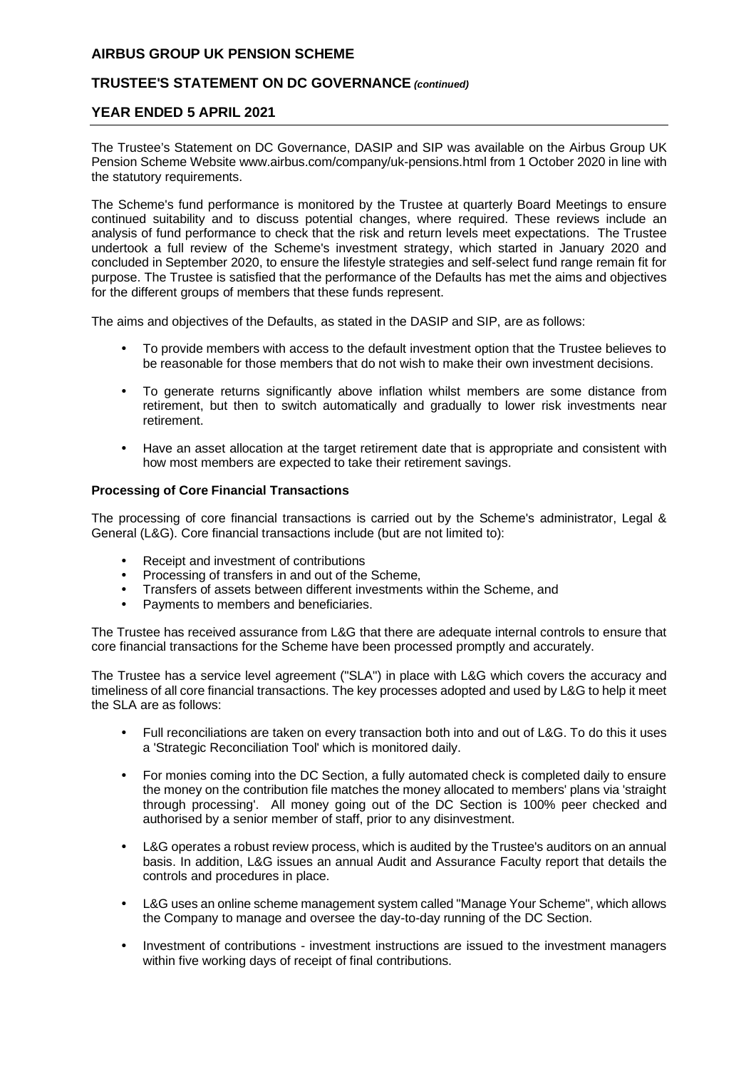The Trustee's Statement on DC Governance, DASIP and SIP was available on the Airbus Group UK Pension Scheme Website www.airbus.com/company/uk-pensions.html from 1 October 2020 in line with the statutory requirements.

The Scheme's fund performance is monitored by the Trustee at quarterly Board Meetings to ensure continued suitability and to discuss potential changes, where required. These reviews include an analysis of fund performance to check that the risk and return levels meet expectations. The Trustee undertook a full review of the Scheme's investment strategy, which started in January 2020 and concluded in September 2020, to ensure the lifestyle strategies and self-select fund range remain fit for purpose. The Trustee is satisfied that the performance of the Defaults has met the aims and objectives for the different groups of members that these funds represent.

The aims and objectives of the Defaults, as stated in the DASIP and SIP, are as follows:

- To provide members with access to the default investment option that the Trustee believes to be reasonable for those members that do not wish to make their own investment decisions.
- To generate returns significantly above inflation whilst members are some distance from retirement, but then to switch automatically and gradually to lower risk investments near retirement.
- Have an asset allocation at the target retirement date that is appropriate and consistent with how most members are expected to take their retirement savings.

**Processing of Core Financial Transactions**

The processing of core financial transactions is carried out by the Scheme's administrator, Legal & General (L&G). Core financial transactions include (but are not limited to):

- Receipt and investment of contributions
- Processing of transfers in and out of the Scheme,
- Transfers of assets between different investments within the Scheme, and
- Payments to members and beneficiaries.

The Trustee has received assurance from L&G that there are adequate internal controls to ensure that core financial transactions for the Scheme have been processed promptly and accurately.

The Trustee has a service level agreement ("SLA") in place with L&G which covers the accuracy and timeliness of all core financial transactions. The key processes adopted and used by L&G to help it meet the SLA are as follows:

- Full reconciliations are taken on every transaction both into and out of L&G. To do this it uses a 'Strategic Reconciliation Tool' which is monitored daily.
- For monies coming into the DC Section, a fully automated check is completed daily to ensure the money on the contribution file matches the money allocated to members' plans via 'straight through processing'. All money going out of the DC Section is 100% peer checked and authorised by a senior member of staff, prior to any disinvestment.
- L&G operates a robust review process, which is audited by the Trustee's auditors on an annual basis. In addition, L&G issues an annual Audit and Assurance Faculty report that details the controls and procedures in place.
- L&G uses an online scheme management system called "Manage Your Scheme", which allows the Company to manage and oversee the day-to-day running of the DC Section.
- Investment of contributions - investment instructions are issued to the investment managers within five working days of receipt of final contributions.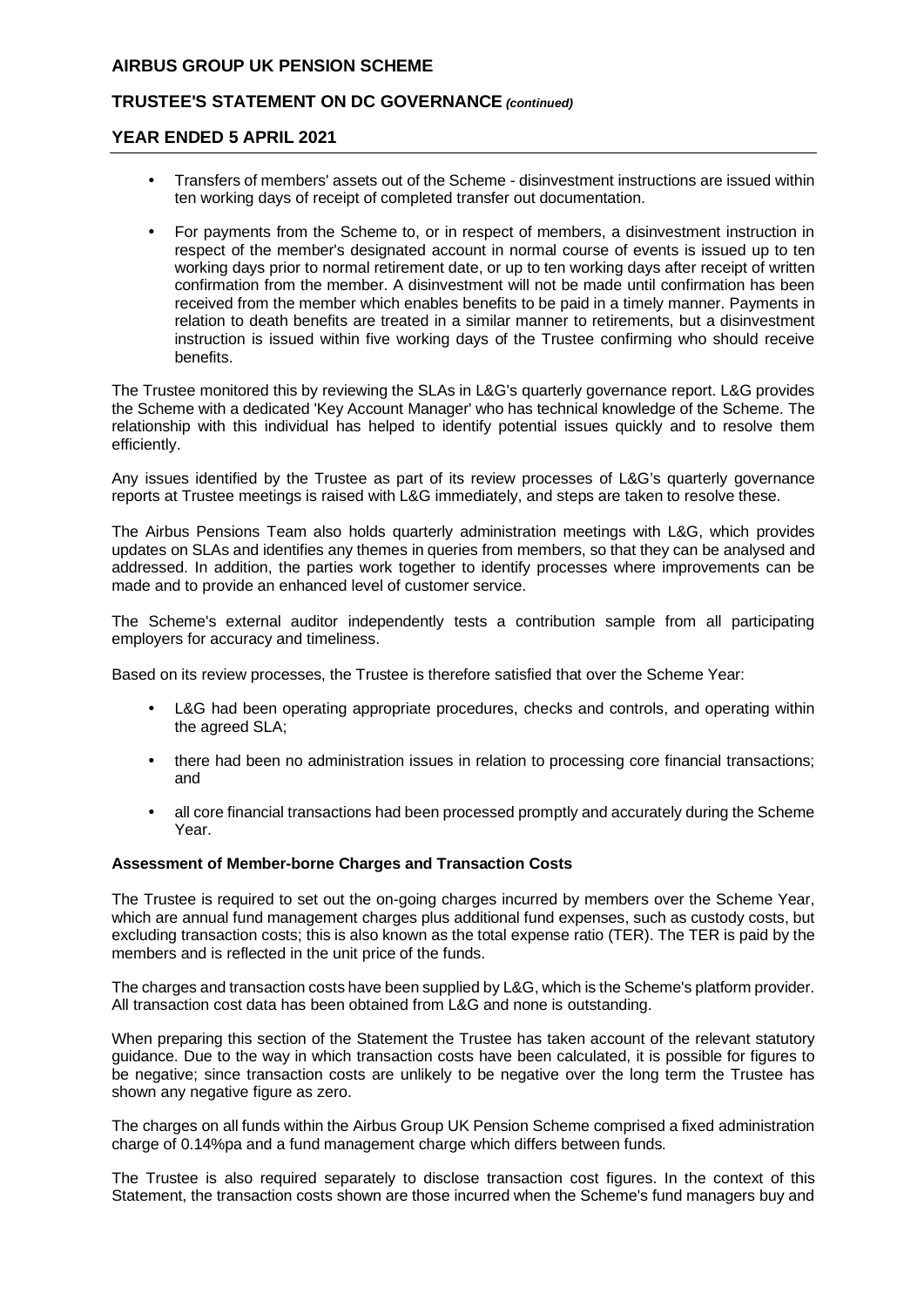- Transfers of members' assets out of the Scheme - disinvestment instructions are issued within ten working days of receipt of completed transfer out documentation.
- For payments from the Scheme to, or in respect of members, a disinvestment instruction in respect of the member's designated account in normal course of events is issued up to ten working days prior to normal retirement date, or up to ten working days after receipt of written confirmation from the member. A disinvestment will not be made until confirmation has been received from the member which enables benefits to be paid in a timely manner. Payments in relation to death benefits are treated in a similar manner to retirements, but a disinvestment instruction is issued within five working days of the Trustee confirming who should receive benefits.

The Trustee monitored this by reviewing the SLAs in L&G's quarterly governance report. L&G provides the Scheme with a dedicated 'Key Account Manager' who has technical knowledge of the Scheme. The relationship with this individual has helped to identify potential issues quickly and to resolve them efficiently.

Any issues identified by the Trustee as part of its review processes of L&G's quarterly governance reports at Trustee meetings is raised with L&G immediately, and steps are taken to resolve these.

The Airbus Pensions Team also holds quarterly administration meetings with L&G, which provides updates on SLAs and identifies any themes in queries from members, so that they can be analysed and addressed. In addition, the parties work together to identify processes where improvements can be made and to provide an enhanced level of customer service.

The Scheme's external auditor independently tests a contribution sample from all participating employers for accuracy and timeliness.

Based on its review processes, the Trustee is therefore satisfied that over the Scheme Year:

- L&G had been operating appropriate procedures, checks and controls, and operating within the agreed SLA;
- there had been no administration issues in relation to processing core financial transactions; and
- all core financial transactions had been processed promptly and accurately during the Scheme Year.

**Assessment of Member-borne Charges and Transaction Costs**

The Trustee is required to set out the on-going charges incurred by members over the Scheme Year, which are annual fund management charges plus additional fund expenses, such as custody costs, but excluding transaction costs; this is also known as the total expense ratio (TER). The TER is paid by the members and is reflected in the unit price of the funds.

The charges and transaction costs have been supplied by L&G, which is the Scheme's platform provider. All transaction cost data has been obtained from L&G and none is outstanding.

When preparing this section of the Statement the Trustee has taken account of the relevant statutory guidance. Due to the way in which transaction costs have been calculated, it is possible for figures to be negative; since transaction costs are unlikely to be negative over the long term the Trustee has shown any negative figure as zero.

The charges on all funds within the Airbus Group UK Pension Scheme comprised a fixed administration charge of 0.14%pa and a fund management charge which differs between funds.

The Trustee is also required separately to disclose transaction cost figures. In the context of this Statement, the transaction costs shown are those incurred when the Scheme's fund managers buy and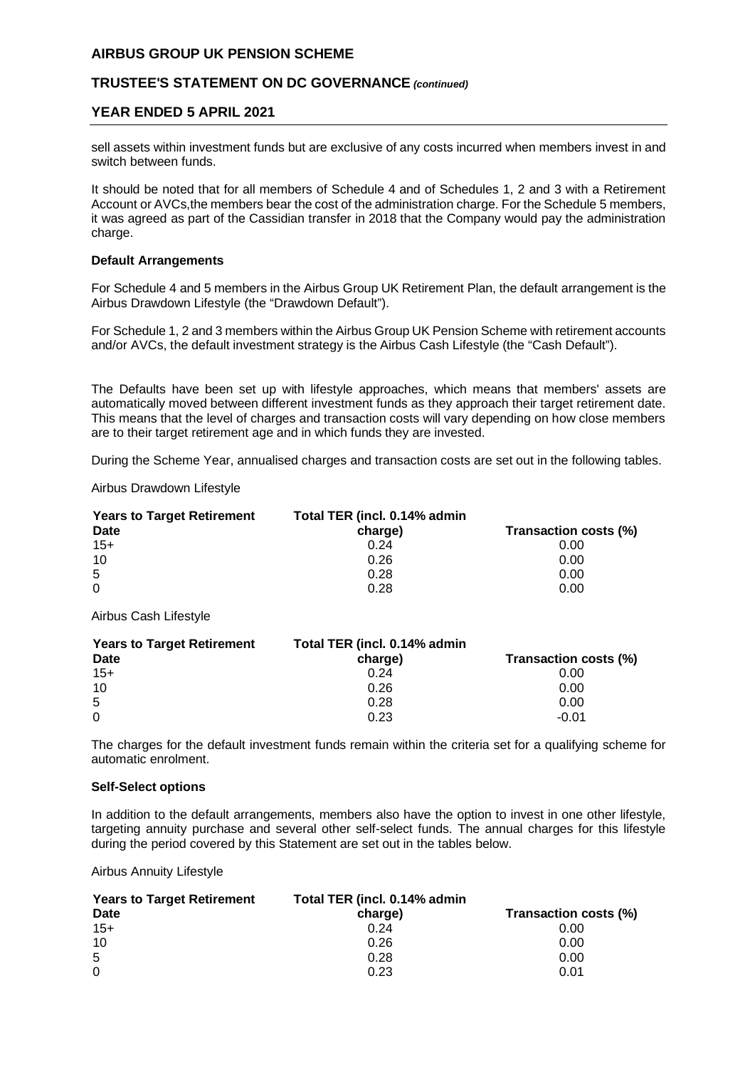sell assets within investment funds but are exclusive of any costs incurred when members invest in and switch between funds.

It should be noted that for all members of Schedule 4 and of Schedules 1, 2 and 3 with a Retirement Account or AVCs,the members bear the cost of the administration charge. For the Schedule 5 members, it was agreed as part of the Cassidian transfer in 2018 that the Company would pay the administration charge.

**Default Arrangements**

For Schedule 4 and 5 members in the Airbus Group UK Retirement Plan, the default arrangement is the Airbus Drawdown Lifestyle (the "Drawdown Default").

For Schedule 1, 2 and 3 members within the Airbus Group UK Pension Scheme with retirement accounts and/or AVCs, the default investment strategy is the Airbus Cash Lifestyle (the "Cash Default").

The Defaults have been set up with lifestyle approaches, which means that members' assets are automatically moved between different investment funds as they approach their target retirement date. This means that the level of charges and transaction costs will vary depending on how close members are to their target retirement age and in which funds they are invested.

During the Scheme Year, annualised charges and transaction costs are set out in the following tables.

Airbus Drawdown Lifestyle

| Years to Target Retirement Date | Total TER (incl. 0.14% admin charge) | Transaction costs (%) |
|---|---|---|
| 15+ | 0.24 | 0.00 |
| 10 | 0.26 | 0.00 |
| 5 | 0.28 | 0.00 |
| 0 | 0.28 | 0.00 |

Airbus Cash Lifestyle

| Years to Target Retirement Date | Total TER (incl. 0.14% admin charge) | Transaction costs (%) |
|---|---|---|
| 15+ | 0.24 | 0.00 |
| 10 | 0.26 | 0.00 |
| 5 | 0.28 | 0.00 |
| 0 | 0.23 | -0.01 |

The charges for the default investment funds remain within the criteria set for a qualifying scheme for automatic enrolment.

**Self-Select options**

In addition to the default arrangements, members also have the option to invest in one other lifestyle, targeting annuity purchase and several other self-select funds. The annual charges for this lifestyle during the period covered by this Statement are set out in the tables below.

Airbus Annuity Lifestyle

| Years to Target Retirement Date | Total TER (incl. 0.14% admin charge) | Transaction costs (%) |
|---|---|---|
| 15+ | 0.24 | 0.00 |
| 10 | 0.26 | 0.00 |
| 5 | 0.28 | 0.00 |
| 0 | 0.23 | 0.01 |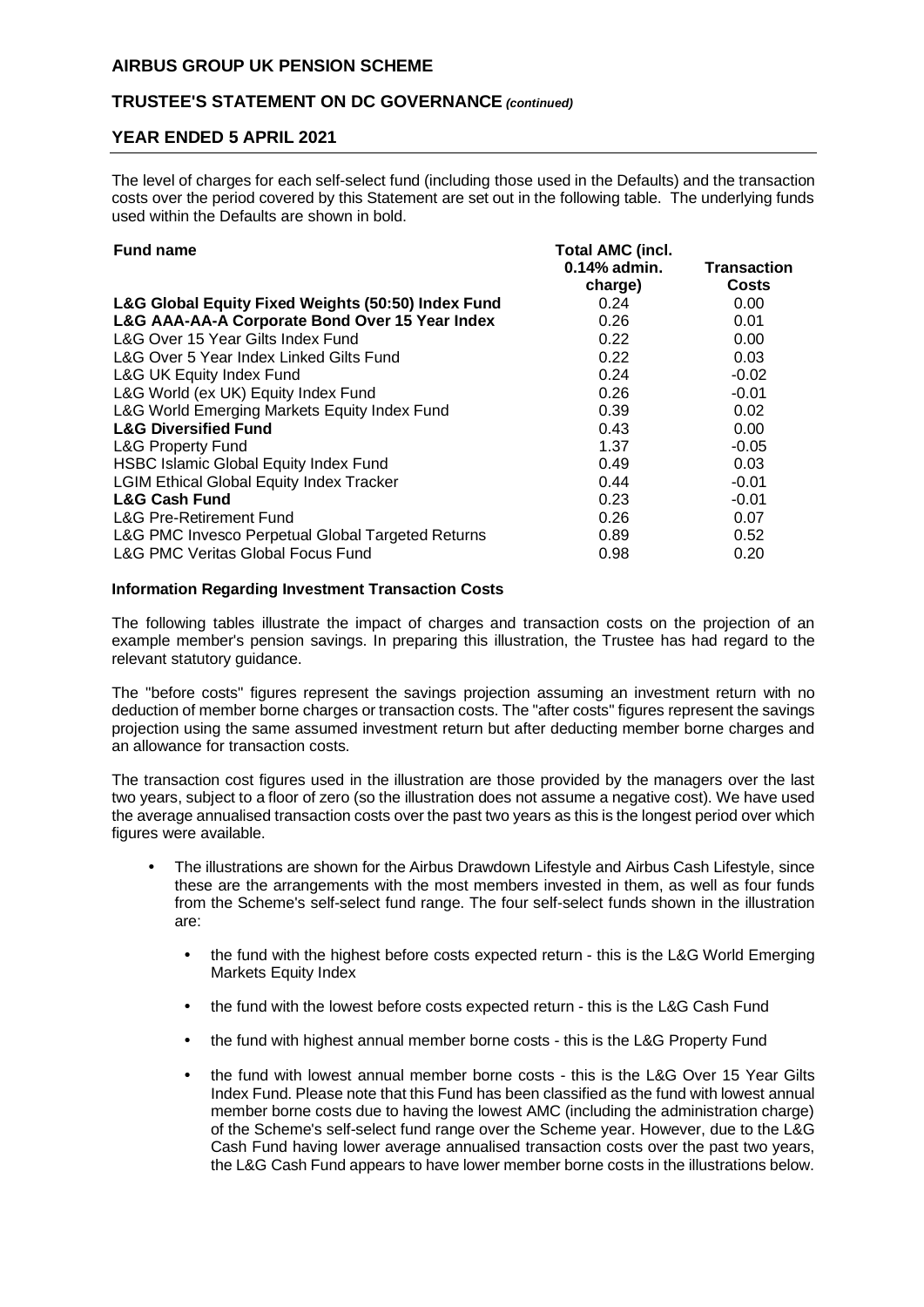The level of charges for each self-select fund (including those used in the Defaults) and the transaction costs over the period covered by this Statement are set out in the following table. The underlying funds used within the Defaults are shown in bold.

| Fund name | Total AMC (incl. 0.14% admin. charge) | Transaction Costs |
|---|---|---|
| **L&G Global Equity Fixed Weights (50:50) Index Fund** | 0.24 | 0.00 |
| **L&G AAA-AA-A Corporate Bond Over 15 Year Index** | 0.26 | 0.01 |
| L&G Over 15 Year Gilts Index Fund | 0.22 | 0.00 |
| L&G Over 5 Year Index Linked Gilts Fund | 0.22 | 0.03 |
| L&G UK Equity Index Fund | 0.24 | -0.02 |
| L&G World (ex UK) Equity Index Fund | 0.26 | -0.01 |
| L&G World Emerging Markets Equity Index Fund | 0.39 | 0.02 |
| **L&G Diversified Fund** | 0.43 | 0.00 |
| L&G Property Fund | 1.37 | -0.05 |
| HSBC Islamic Global Equity Index Fund | 0.49 | 0.03 |
| LGIM Ethical Global Equity Index Tracker | 0.44 | -0.01 |
| **L&G Cash Fund** | 0.23 | -0.01 |
| L&G Pre-Retirement Fund | 0.26 | 0.07 |
| L&G PMC Invesco Perpetual Global Targeted Returns | 0.89 | 0.52 |
| L&G PMC Veritas Global Focus Fund | 0.98 | 0.20 |

**Information Regarding Investment Transaction Costs**

The following tables illustrate the impact of charges and transaction costs on the projection of an example member's pension savings. In preparing this illustration, the Trustee has had regard to the relevant statutory guidance.

The "before costs" figures represent the savings projection assuming an investment return with no deduction of member borne charges or transaction costs. The "after costs" figures represent the savings projection using the same assumed investment return but after deducting member borne charges and an allowance for transaction costs.

The transaction cost figures used in the illustration are those provided by the managers over the last two years, subject to a floor of zero (so the illustration does not assume a negative cost). We have used the average annualised transaction costs over the past two years as this is the longest period over which figures were available.

- The illustrations are shown for the Airbus Drawdown Lifestyle and Airbus Cash Lifestyle, since these are the arrangements with the most members invested in them, as well as four funds from the Scheme's self-select fund range. The four self-select funds shown in the illustration are:
  - the fund with the highest before costs expected return - this is the L&G World Emerging Markets Equity Index
  - the fund with the lowest before costs expected return - this is the L&G Cash Fund
  - the fund with highest annual member borne costs - this is the L&G Property Fund
  - the fund with lowest annual member borne costs - this is the L&G Over 15 Year Gilts Index Fund. Please note that this Fund has been classified as the fund with lowest annual member borne costs due to having the lowest AMC (including the administration charge) of the Scheme's self-select fund range over the Scheme year. However, due to the L&G Cash Fund having lower average annualised transaction costs over the past two years, the L&G Cash Fund appears to have lower member borne costs in the illustrations below.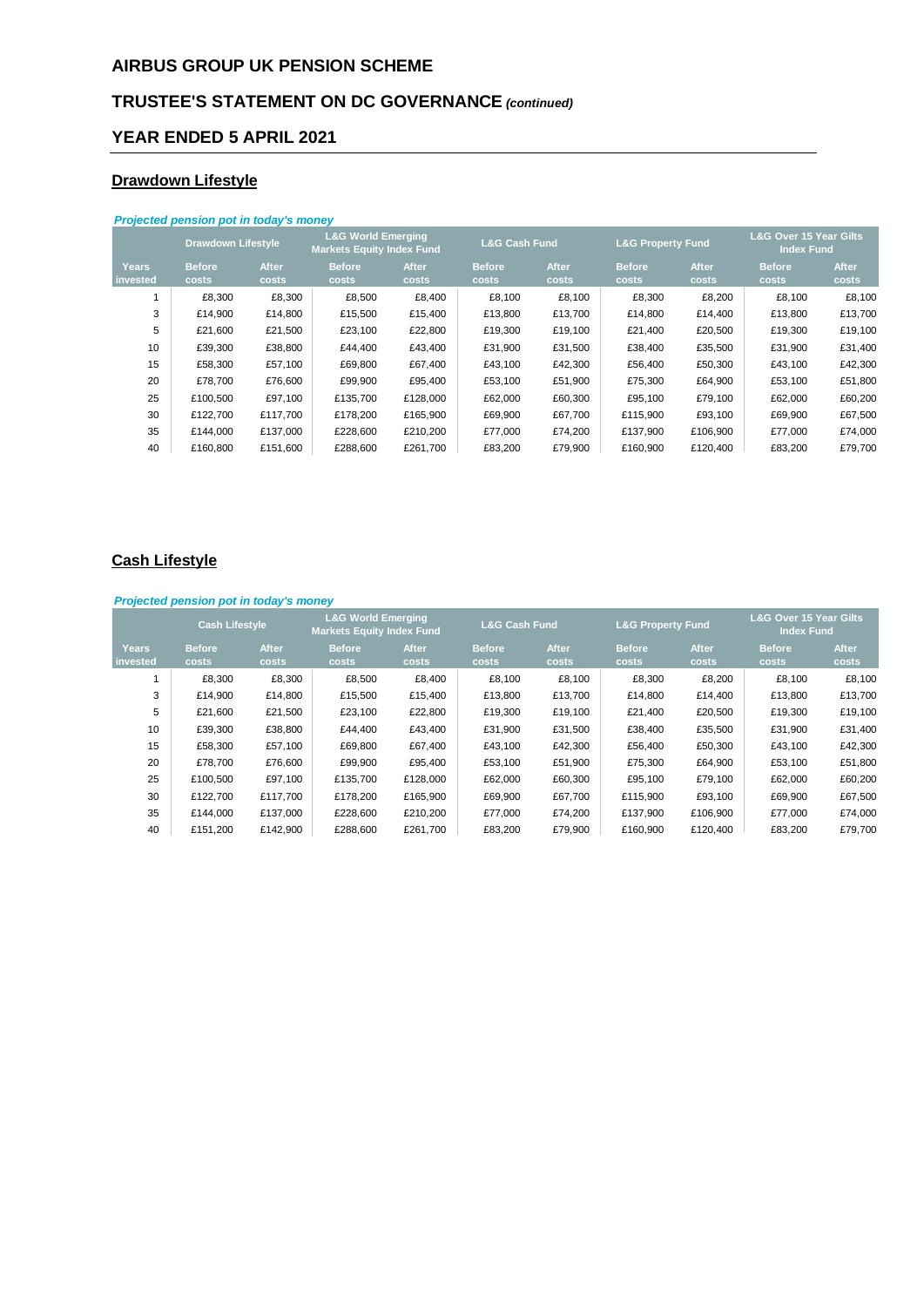# AIRBUS GROUP UK PENSION SCHEME

## TRUSTEE'S STATEMENT ON DC GOVERNANCE *(continued)*

## YEAR ENDED 5 APRIL 2021

### Drawdown Lifestyle

***Projected pension pot in today's money***

| | Drawdown Lifestyle | | L&G World Emerging Markets Equity Index Fund | | L&G Cash Fund | | L&G Property Fund | | L&G Over 15 Year Gilts Index Fund | |
|---|---|---|---|---|---|---|---|---|---|---|
| Years invested | Before costs | After costs | Before costs | After costs | Before costs | After costs | Before costs | After costs | Before costs | After costs |
| 1 | £8,300 | £8,300 | £8,500 | £8,400 | £8,100 | £8,100 | £8,300 | £8,200 | £8,100 | £8,100 |
| 3 | £14,900 | £14,800 | £15,500 | £15,400 | £13,800 | £13,700 | £14,800 | £14,400 | £13,800 | £13,700 |
| 5 | £21,600 | £21,500 | £23,100 | £22,800 | £19,300 | £19,100 | £21,400 | £20,500 | £19,300 | £19,100 |
| 10 | £39,300 | £38,800 | £44,400 | £43,400 | £31,900 | £31,500 | £38,400 | £35,500 | £31,900 | £31,400 |
| 15 | £58,300 | £57,100 | £69,800 | £67,400 | £43,100 | £42,300 | £56,400 | £50,300 | £43,100 | £42,300 |
| 20 | £78,700 | £76,600 | £99,900 | £95,400 | £53,100 | £51,900 | £75,300 | £64,900 | £53,100 | £51,800 |
| 25 | £100,500 | £97,100 | £135,700 | £128,000 | £62,000 | £60,300 | £95,100 | £79,100 | £62,000 | £60,200 |
| 30 | £122,700 | £117,700 | £178,200 | £165,900 | £69,900 | £67,700 | £115,900 | £93,100 | £69,900 | £67,500 |
| 35 | £144,000 | £137,000 | £228,600 | £210,200 | £77,000 | £74,200 | £137,900 | £106,900 | £77,000 | £74,000 |
| 40 | £160,800 | £151,600 | £288,600 | £261,700 | £83,200 | £79,900 | £160,900 | £120,400 | £83,200 | £79,700 |

### Cash Lifestyle

***Projected pension pot in today's money***

| | Cash Lifestyle | | L&G World Emerging Markets Equity Index Fund | | L&G Cash Fund | | L&G Property Fund | | L&G Over 15 Year Gilts Index Fund | |
|---|---|---|---|---|---|---|---|---|---|---|
| Years invested | Before costs | After costs | Before costs | After costs | Before costs | After costs | Before costs | After costs | Before costs | After costs |
| 1 | £8,300 | £8,300 | £8,500 | £8,400 | £8,100 | £8,100 | £8,300 | £8,200 | £8,100 | £8,100 |
| 3 | £14,900 | £14,800 | £15,500 | £15,400 | £13,800 | £13,700 | £14,800 | £14,400 | £13,800 | £13,700 |
| 5 | £21,600 | £21,500 | £23,100 | £22,800 | £19,300 | £19,100 | £21,400 | £20,500 | £19,300 | £19,100 |
| 10 | £39,300 | £38,800 | £44,400 | £43,400 | £31,900 | £31,500 | £38,400 | £35,500 | £31,900 | £31,400 |
| 15 | £58,300 | £57,100 | £69,800 | £67,400 | £43,100 | £42,300 | £56,400 | £50,300 | £43,100 | £42,300 |
| 20 | £78,700 | £76,600 | £99,900 | £95,400 | £53,100 | £51,900 | £75,300 | £64,900 | £53,100 | £51,800 |
| 25 | £100,500 | £97,100 | £135,700 | £128,000 | £62,000 | £60,300 | £95,100 | £79,100 | £62,000 | £60,200 |
| 30 | £122,700 | £117,700 | £178,200 | £165,900 | £69,900 | £67,700 | £115,900 | £93,100 | £69,900 | £67,500 |
| 35 | £144,000 | £137,000 | £228,600 | £210,200 | £77,000 | £74,200 | £137,900 | £106,900 | £77,000 | £74,000 |
| 40 | £151,200 | £142,900 | £288,600 | £261,700 | £83,200 | £79,900 | £160,900 | £120,400 | £83,200 | £79,700 |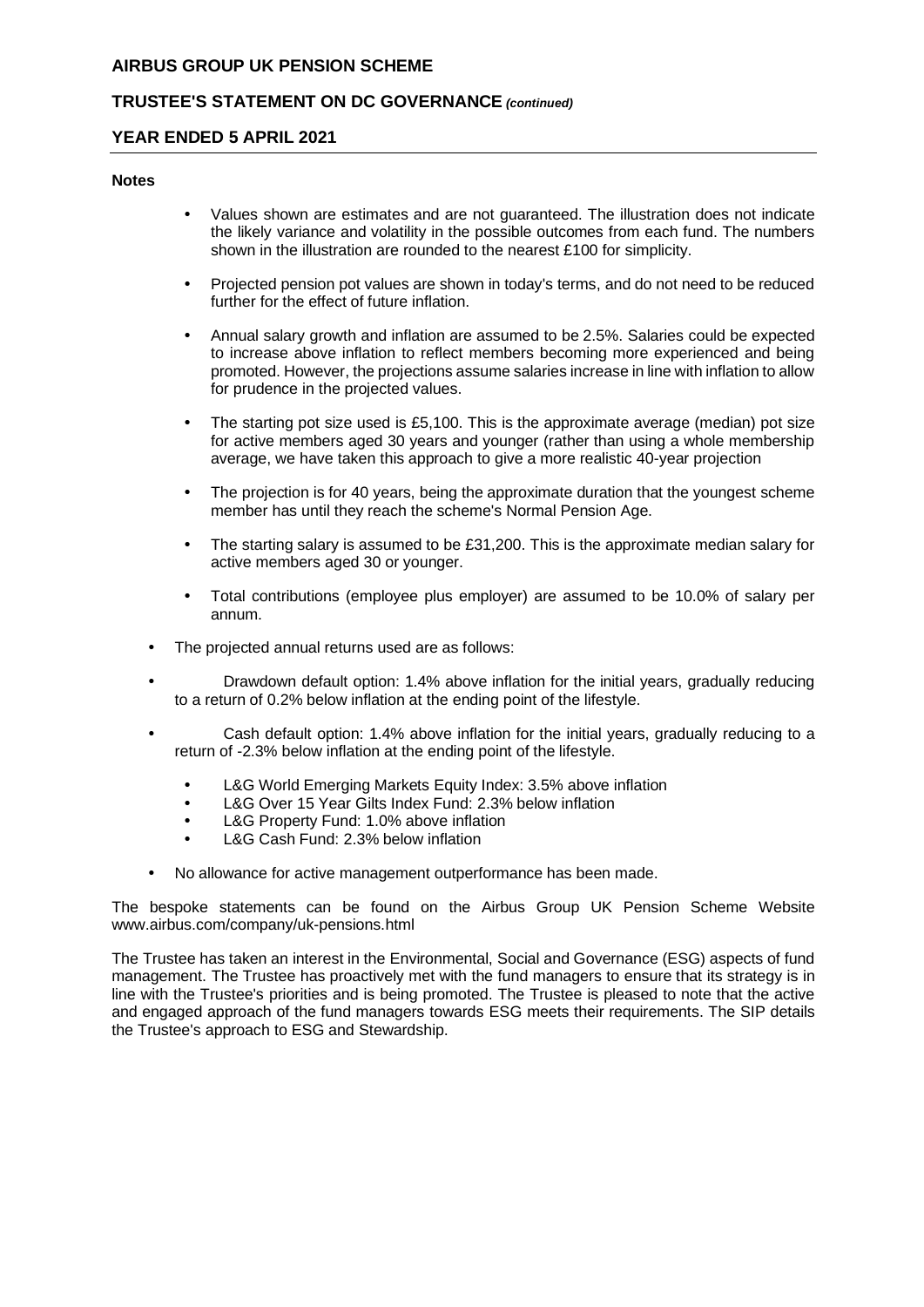**Notes**

- Values shown are estimates and are not guaranteed. The illustration does not indicate the likely variance and volatility in the possible outcomes from each fund. The numbers shown in the illustration are rounded to the nearest £100 for simplicity.
- Projected pension pot values are shown in today's terms, and do not need to be reduced further for the effect of future inflation.
- Annual salary growth and inflation are assumed to be 2.5%. Salaries could be expected to increase above inflation to reflect members becoming more experienced and being promoted. However, the projections assume salaries increase in line with inflation to allow for prudence in the projected values.
- The starting pot size used is £5,100. This is the approximate average (median) pot size for active members aged 30 years and younger (rather than using a whole membership average, we have taken this approach to give a more realistic 40-year projection
- The projection is for 40 years, being the approximate duration that the youngest scheme member has until they reach the scheme's Normal Pension Age.
- The starting salary is assumed to be £31,200. This is the approximate median salary for active members aged 30 or younger.
- Total contributions (employee plus employer) are assumed to be 10.0% of salary per annum.

- The projected annual returns used are as follows:
- Drawdown default option: 1.4% above inflation for the initial years, gradually reducing to a return of 0.2% below inflation at the ending point of the lifestyle.
- Cash default option: 1.4% above inflation for the initial years, gradually reducing to a return of -2.3% below inflation at the ending point of the lifestyle.
  - L&G World Emerging Markets Equity Index: 3.5% above inflation
  - L&G Over 15 Year Gilts Index Fund: 2.3% below inflation
  - L&G Property Fund: 1.0% above inflation
  - L&G Cash Fund: 2.3% below inflation
- No allowance for active management outperformance has been made.

The bespoke statements can be found on the Airbus Group UK Pension Scheme Website www.airbus.com/company/uk-pensions.html

The Trustee has taken an interest in the Environmental, Social and Governance (ESG) aspects of fund management. The Trustee has proactively met with the fund managers to ensure that its strategy is in line with the Trustee's priorities and is being promoted. The Trustee is pleased to note that the active and engaged approach of the fund managers towards ESG meets their requirements. The SIP details the Trustee's approach to ESG and Stewardship.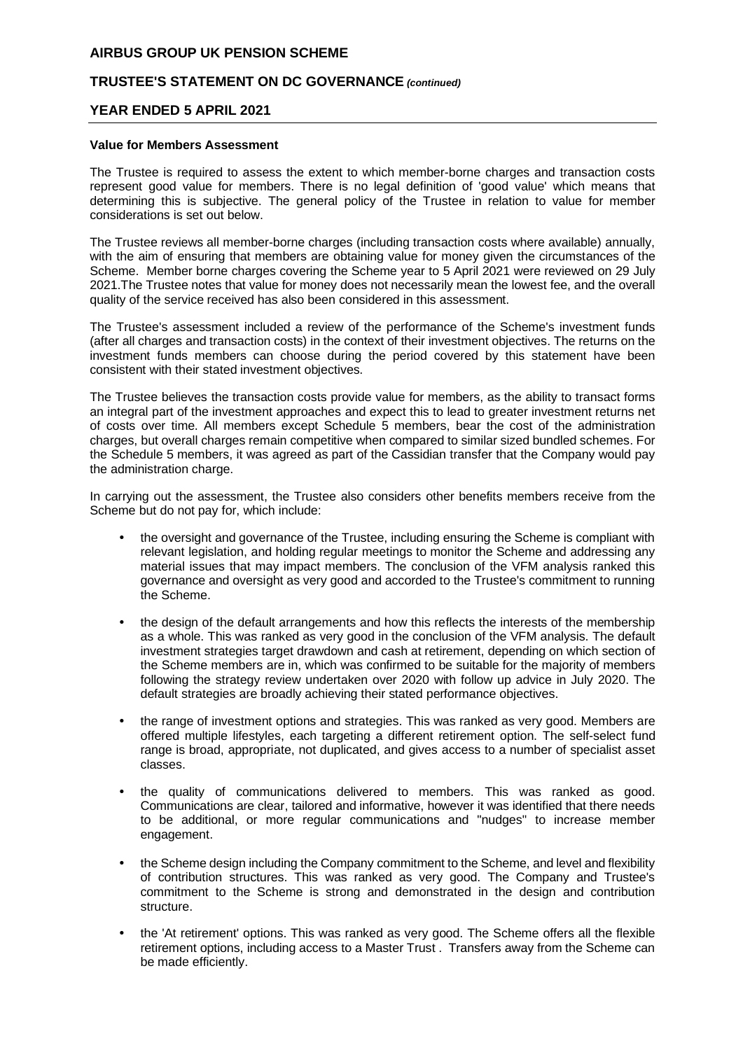#### Value for Members Assessment

The Trustee is required to assess the extent to which member-borne charges and transaction costs represent good value for members. There is no legal definition of 'good value' which means that determining this is subjective. The general policy of the Trustee in relation to value for member considerations is set out below.

The Trustee reviews all member-borne charges (including transaction costs where available) annually, with the aim of ensuring that members are obtaining value for money given the circumstances of the Scheme. Member borne charges covering the Scheme year to 5 April 2021 were reviewed on 29 July 2021.The Trustee notes that value for money does not necessarily mean the lowest fee, and the overall quality of the service received has also been considered in this assessment.

The Trustee's assessment included a review of the performance of the Scheme's investment funds (after all charges and transaction costs) in the context of their investment objectives. The returns on the investment funds members can choose during the period covered by this statement have been consistent with their stated investment objectives.

The Trustee believes the transaction costs provide value for members, as the ability to transact forms an integral part of the investment approaches and expect this to lead to greater investment returns net of costs over time. All members except Schedule 5 members, bear the cost of the administration charges, but overall charges remain competitive when compared to similar sized bundled schemes. For the Schedule 5 members, it was agreed as part of the Cassidian transfer that the Company would pay the administration charge.

In carrying out the assessment, the Trustee also considers other benefits members receive from the Scheme but do not pay for, which include:

- the oversight and governance of the Trustee, including ensuring the Scheme is compliant with relevant legislation, and holding regular meetings to monitor the Scheme and addressing any material issues that may impact members. The conclusion of the VFM analysis ranked this governance and oversight as very good and accorded to the Trustee's commitment to running the Scheme.
- the design of the default arrangements and how this reflects the interests of the membership as a whole. This was ranked as very good in the conclusion of the VFM analysis. The default investment strategies target drawdown and cash at retirement, depending on which section of the Scheme members are in, which was confirmed to be suitable for the majority of members following the strategy review undertaken over 2020 with follow up advice in July 2020. The default strategies are broadly achieving their stated performance objectives.
- the range of investment options and strategies. This was ranked as very good. Members are offered multiple lifestyles, each targeting a different retirement option. The self-select fund range is broad, appropriate, not duplicated, and gives access to a number of specialist asset classes.
- the quality of communications delivered to members. This was ranked as good. Communications are clear, tailored and informative, however it was identified that there needs to be additional, or more regular communications and "nudges" to increase member engagement.
- the Scheme design including the Company commitment to the Scheme, and level and flexibility of contribution structures. This was ranked as very good. The Company and Trustee's commitment to the Scheme is strong and demonstrated in the design and contribution structure.
- the 'At retirement' options. This was ranked as very good. The Scheme offers all the flexible retirement options, including access to a Master Trust . Transfers away from the Scheme can be made efficiently.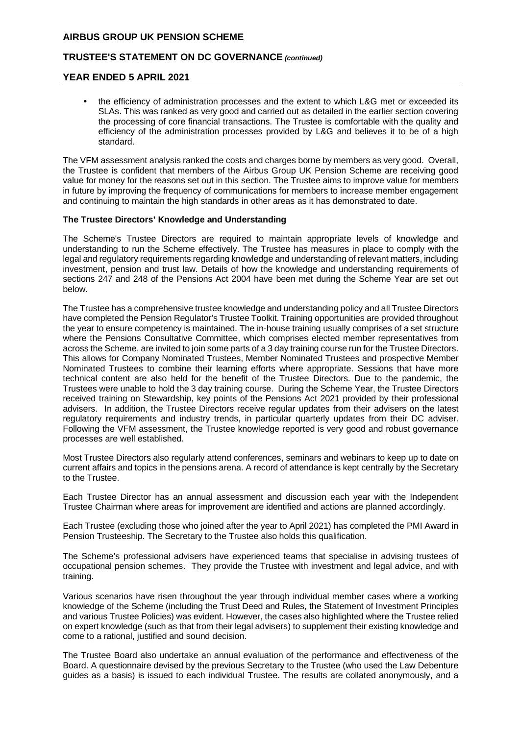- the efficiency of administration processes and the extent to which L&G met or exceeded its SLAs. This was ranked as very good and carried out as detailed in the earlier section covering the processing of core financial transactions. The Trustee is comfortable with the quality and efficiency of the administration processes provided by L&G and believes it to be of a high standard.

The VFM assessment analysis ranked the costs and charges borne by members as very good. Overall, the Trustee is confident that members of the Airbus Group UK Pension Scheme are receiving good value for money for the reasons set out in this section. The Trustee aims to improve value for members in future by improving the frequency of communications for members to increase member engagement and continuing to maintain the high standards in other areas as it has demonstrated to date.

**The Trustee Directors' Knowledge and Understanding**

The Scheme's Trustee Directors are required to maintain appropriate levels of knowledge and understanding to run the Scheme effectively. The Trustee has measures in place to comply with the legal and regulatory requirements regarding knowledge and understanding of relevant matters, including investment, pension and trust law. Details of how the knowledge and understanding requirements of sections 247 and 248 of the Pensions Act 2004 have been met during the Scheme Year are set out below.

The Trustee has a comprehensive trustee knowledge and understanding policy and all Trustee Directors have completed the Pension Regulator's Trustee Toolkit. Training opportunities are provided throughout the year to ensure competency is maintained. The in-house training usually comprises of a set structure where the Pensions Consultative Committee, which comprises elected member representatives from across the Scheme, are invited to join some parts of a 3 day training course run for the Trustee Directors. This allows for Company Nominated Trustees, Member Nominated Trustees and prospective Member Nominated Trustees to combine their learning efforts where appropriate. Sessions that have more technical content are also held for the benefit of the Trustee Directors. Due to the pandemic, the Trustees were unable to hold the 3 day training course. During the Scheme Year, the Trustee Directors received training on Stewardship, key points of the Pensions Act 2021 provided by their professional advisers. In addition, the Trustee Directors receive regular updates from their advisers on the latest regulatory requirements and industry trends, in particular quarterly updates from their DC adviser. Following the VFM assessment, the Trustee knowledge reported is very good and robust governance processes are well established.

Most Trustee Directors also regularly attend conferences, seminars and webinars to keep up to date on current affairs and topics in the pensions arena. A record of attendance is kept centrally by the Secretary to the Trustee.

Each Trustee Director has an annual assessment and discussion each year with the Independent Trustee Chairman where areas for improvement are identified and actions are planned accordingly.

Each Trustee (excluding those who joined after the year to April 2021) has completed the PMI Award in Pension Trusteeship. The Secretary to the Trustee also holds this qualification.

The Scheme's professional advisers have experienced teams that specialise in advising trustees of occupational pension schemes. They provide the Trustee with investment and legal advice, and with training.

Various scenarios have risen throughout the year through individual member cases where a working knowledge of the Scheme (including the Trust Deed and Rules, the Statement of Investment Principles and various Trustee Policies) was evident. However, the cases also highlighted where the Trustee relied on expert knowledge (such as that from their legal advisers) to supplement their existing knowledge and come to a rational, justified and sound decision.

The Trustee Board also undertake an annual evaluation of the performance and effectiveness of the Board. A questionnaire devised by the previous Secretary to the Trustee (who used the Law Debenture guides as a basis) is issued to each individual Trustee. The results are collated anonymously, and a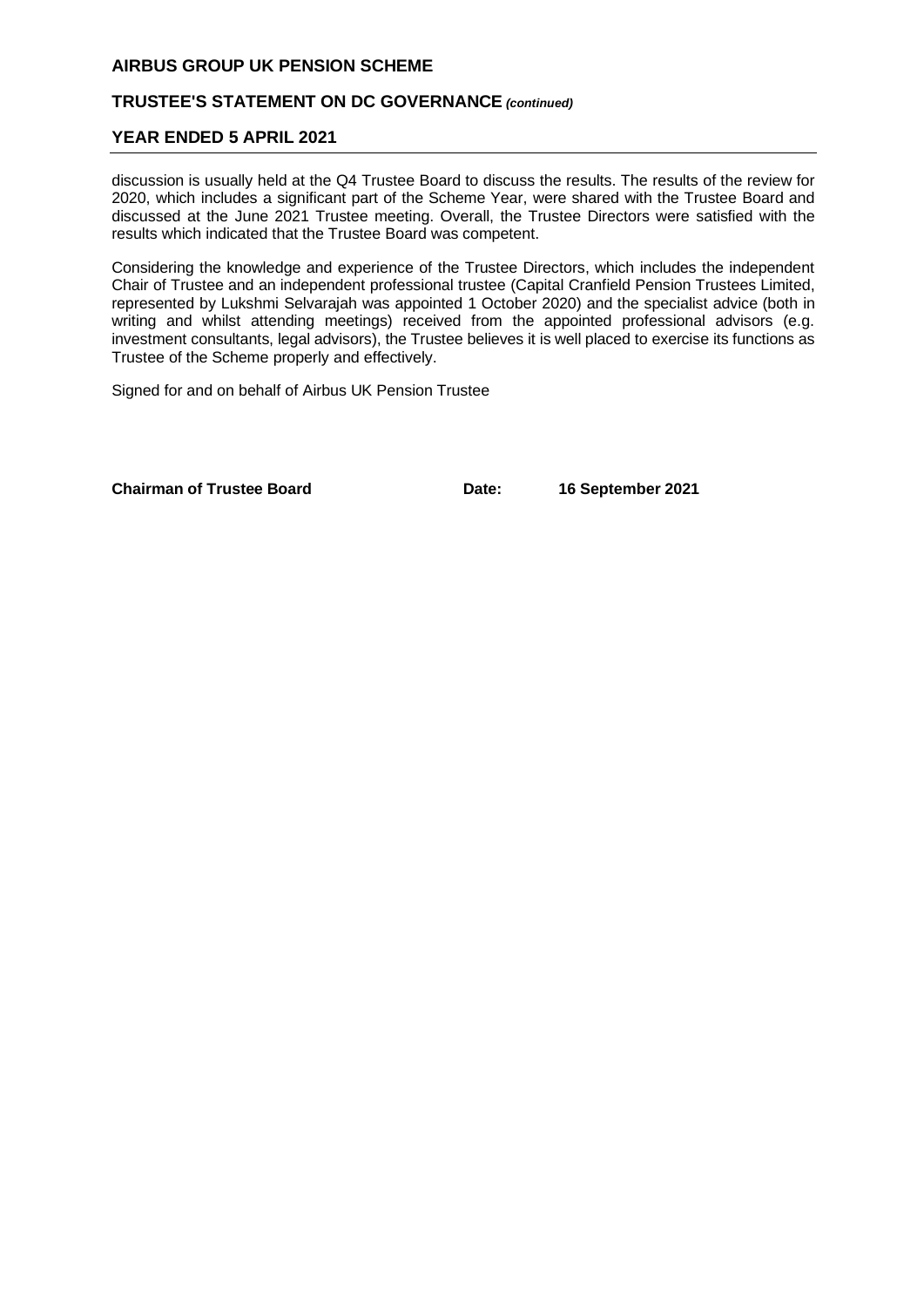discussion is usually held at the Q4 Trustee Board to discuss the results. The results of the review for 2020, which includes a significant part of the Scheme Year, were shared with the Trustee Board and discussed at the June 2021 Trustee meeting. Overall, the Trustee Directors were satisfied with the results which indicated that the Trustee Board was competent.

Considering the knowledge and experience of the Trustee Directors, which includes the independent Chair of Trustee and an independent professional trustee (Capital Cranfield Pension Trustees Limited, represented by Lukshmi Selvarajah was appointed 1 October 2020) and the specialist advice (both in writing and whilst attending meetings) received from the appointed professional advisors (e.g. investment consultants, legal advisors), the Trustee believes it is well placed to exercise its functions as Trustee of the Scheme properly and effectively.

Signed for and on behalf of Airbus UK Pension Trustee

**Chairman of Trustee Board** **Date:** **16 September 2021**